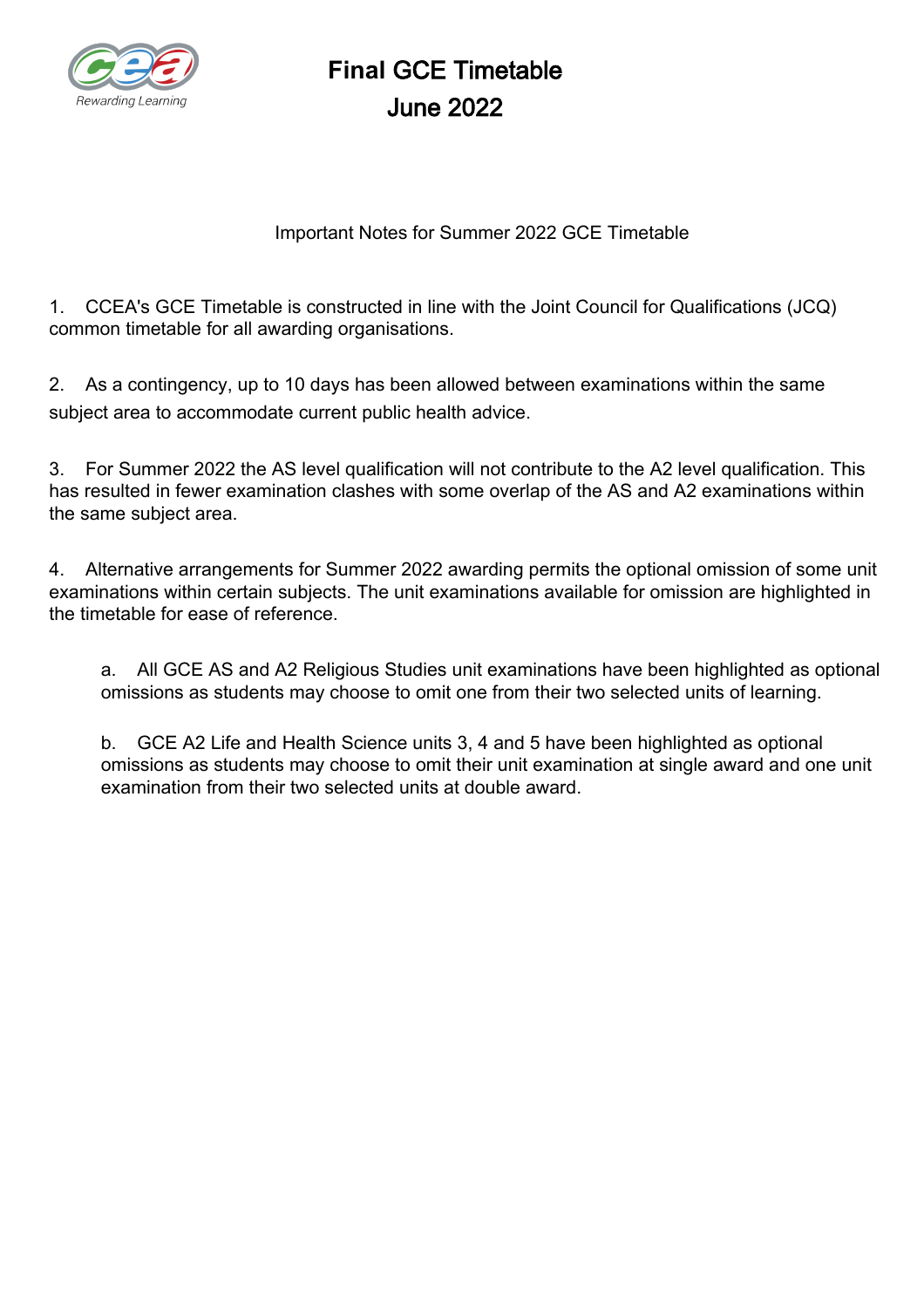# Final GCE Timetable
# June 2022

Important Notes for Summer 2022 GCE Timetable

1. CCEA's GCE Timetable is constructed in line with the Joint Council for Qualifications (JCQ) common timetable for all awarding organisations.

2. As a contingency, up to 10 days has been allowed between examinations within the same subject area to accommodate current public health advice.

3. For Summer 2022 the AS level qualification will not contribute to the A2 level qualification. This has resulted in fewer examination clashes with some overlap of the AS and A2 examinations within the same subject area.

4. Alternative arrangements for Summer 2022 awarding permits the optional omission of some unit examinations within certain subjects. The unit examinations available for omission are highlighted in the timetable for ease of reference.

   a. All GCE AS and A2 Religious Studies unit examinations have been highlighted as optional omissions as students may choose to omit one from their two selected units of learning.

   b. GCE A2 Life and Health Science units 3, 4 and 5 have been highlighted as optional omissions as students may choose to omit their unit examination at single award and one unit examination from their two selected units at double award.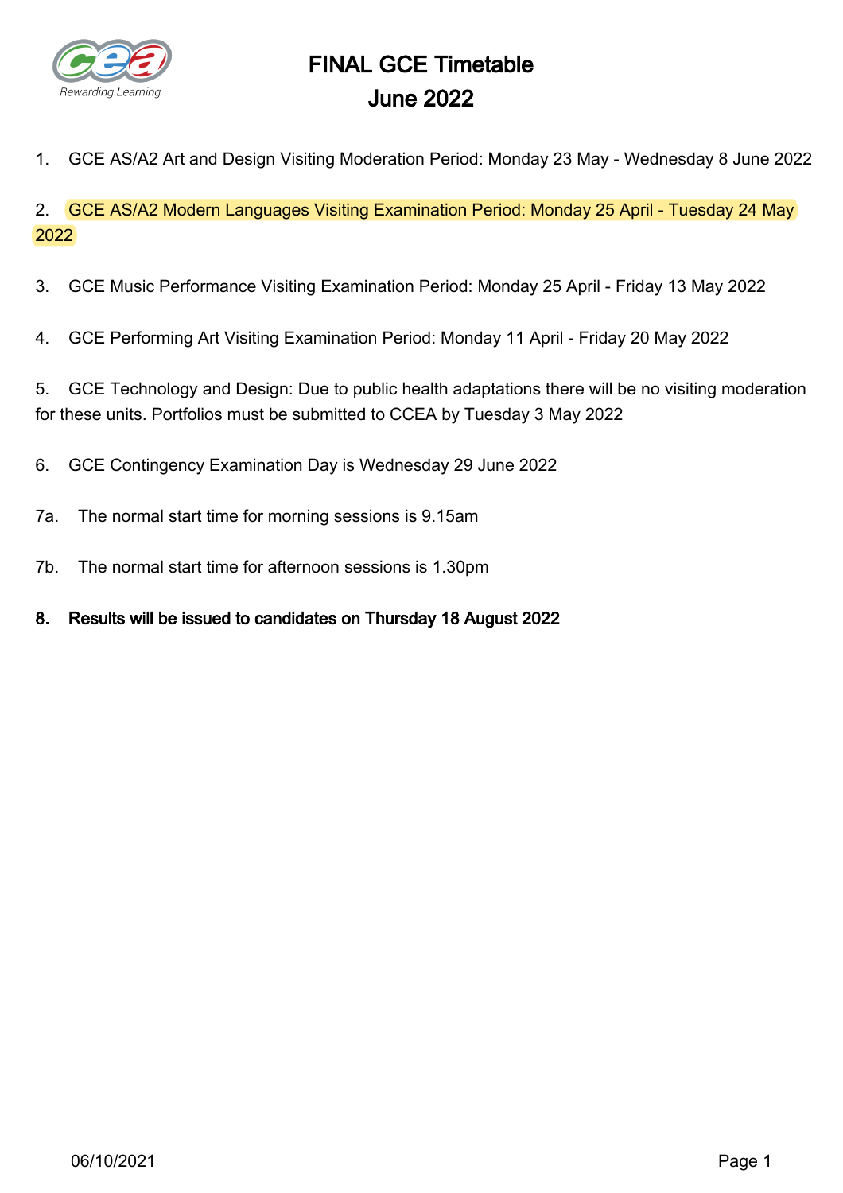# FINAL GCE Timetable
# June 2022

1. GCE AS/A2 Art and Design Visiting Moderation Period: Monday 23 May - Wednesday 8 June 2022

2. GCE AS/A2 Modern Languages Visiting Examination Period: Monday 25 April - Tuesday 24 May 2022

3. GCE Music Performance Visiting Examination Period: Monday 25 April - Friday 13 May 2022

4. GCE Performing Art Visiting Examination Period: Monday 11 April - Friday 20 May 2022

5. GCE Technology and Design: Due to public health adaptations there will be no visiting moderation for these units. Portfolios must be submitted to CCEA by Tuesday 3 May 2022

6. GCE Contingency Examination Day is Wednesday 29 June 2022

7a. The normal start time for morning sessions is 9.15am

7b. The normal start time for afternoon sessions is 1.30pm

**8. Results will be issued to candidates on Thursday 18 August 2022**

06/10/2021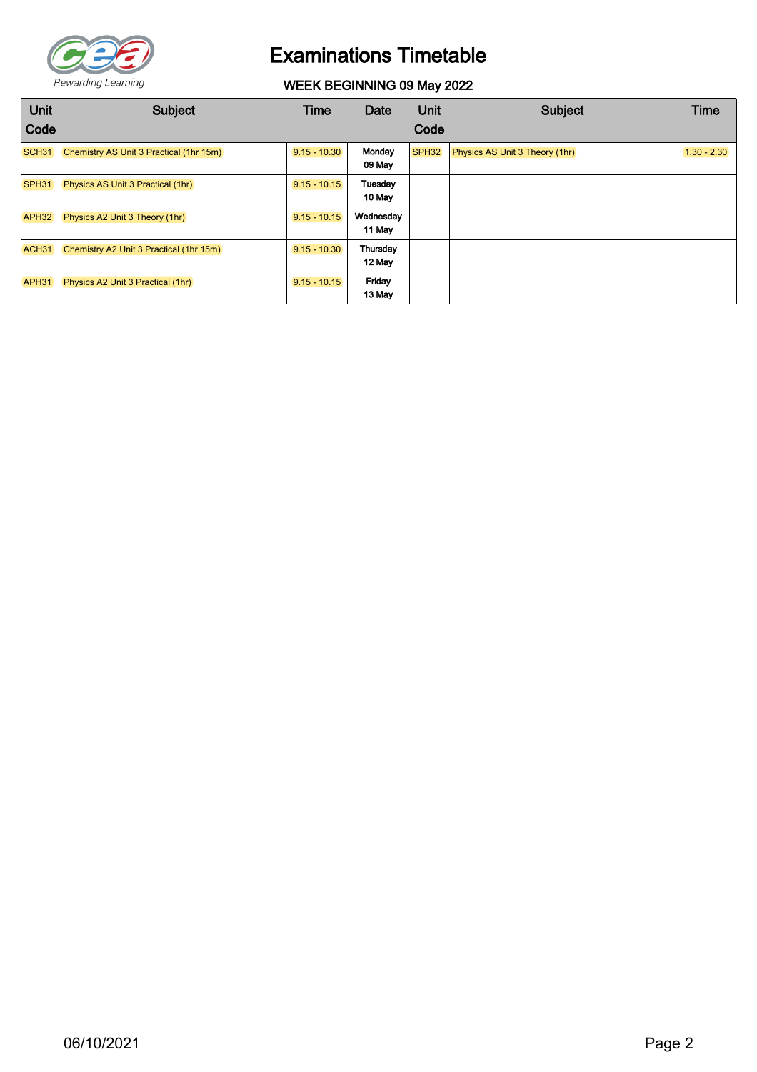# Examinations Timetable

## WEEK BEGINNING 09 May 2022

| Unit Code | Subject | Time | Date | Unit Code | Subject | Time |
|---|---|---|---|---|---|---|
| SCH31 | Chemistry AS Unit 3 Practical (1hr 15m) | 9.15 - 10.30 | Monday 09 May | SPH32 | Physics AS Unit 3 Theory (1hr) | 1.30 - 2.30 |
| SPH31 | Physics AS Unit 3 Practical (1hr) | 9.15 - 10.15 | Tuesday 10 May | | | |
| APH32 | Physics A2 Unit 3 Theory (1hr) | 9.15 - 10.15 | Wednesday 11 May | | | |
| ACH31 | Chemistry A2 Unit 3 Practical (1hr 15m) | 9.15 - 10.30 | Thursday 12 May | | | |
| APH31 | Physics A2 Unit 3 Practical (1hr) | 9.15 - 10.15 | Friday 13 May | | | |

06/10/2021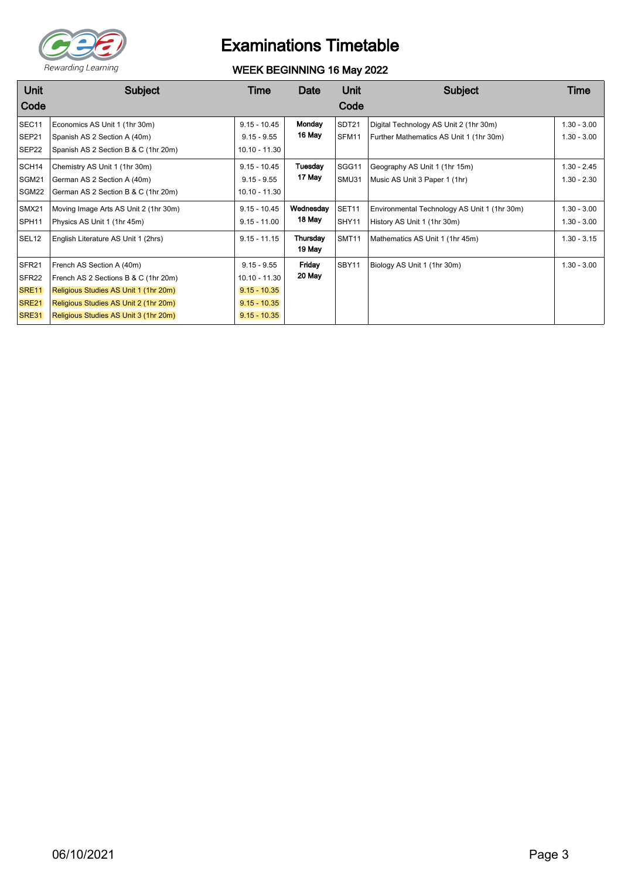# Examinations Timetable

## WEEK BEGINNING 16 May 2022

| Unit Code | Subject | Time | Date | Unit Code | Subject | Time |
|---|---|---|---|---|---|---|
| SEC11 | Economics AS Unit 1 (1hr 30m) | 9.15 - 10.45 | **Monday 16 May** | SDT21 | Digital Technology AS Unit 2 (1hr 30m) | 1.30 - 3.00 |
| SEP21 | Spanish AS 2 Section A (40m) | 9.15 - 9.55 | | SFM11 | Further Mathematics AS Unit 1 (1hr 30m) | 1.30 - 3.00 |
| SEP22 | Spanish AS 2 Section B & C (1hr 20m) | 10.10 - 11.30 | | | | |
| SCH14 | Chemistry AS Unit 1 (1hr 30m) | 9.15 - 10.45 | **Tuesday 17 May** | SGG11 | Geography AS Unit 1 (1hr 15m) | 1.30 - 2.45 |
| SGM21 | German AS 2 Section A (40m) | 9.15 - 9.55 | | SMU31 | Music AS Unit 3 Paper 1 (1hr) | 1.30 - 2.30 |
| SGM22 | German AS 2 Section B & C (1hr 20m) | 10.10 - 11.30 | | | | |
| SMX21 | Moving Image Arts AS Unit 2 (1hr 30m) | 9.15 - 10.45 | **Wednesday 18 May** | SET11 | Environmental Technology AS Unit 1 (1hr 30m) | 1.30 - 3.00 |
| SPH11 | Physics AS Unit 1 (1hr 45m) | 9.15 - 11.00 | | SHY11 | History AS Unit 1 (1hr 30m) | 1.30 - 3.00 |
| SEL12 | English Literature AS Unit 1 (2hrs) | 9.15 - 11.15 | **Thursday 19 May** | SMT11 | Mathematics AS Unit 1 (1hr 45m) | 1.30 - 3.15 |
| SFR21 | French AS Section A (40m) | 9.15 - 9.55 | **Friday 20 May** | SBY11 | Biology AS Unit 1 (1hr 30m) | 1.30 - 3.00 |
| SFR22 | French AS 2 Sections B & C (1hr 20m) | 10.10 - 11.30 | | | | |
| SRE11 | Religious Studies AS Unit 1 (1hr 20m) | 9.15 - 10.35 | | | | |
| SRE21 | Religious Studies AS Unit 2 (1hr 20m) | 9.15 - 10.35 | | | | |
| SRE31 | Religious Studies AS Unit 3 (1hr 20m) | 9.15 - 10.35 | | | | |

06/10/2021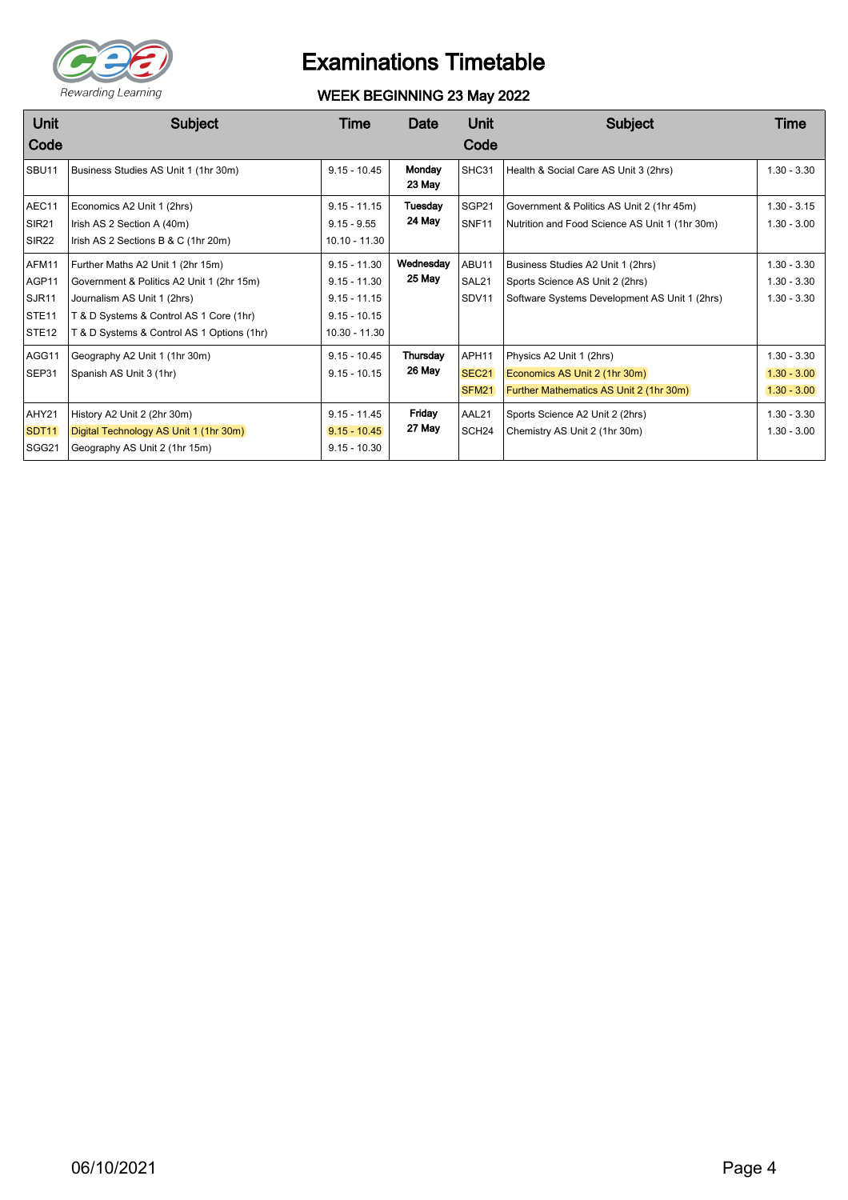# Examinations Timetable

## WEEK BEGINNING 23 May 2022

| Unit Code | Subject | Time | Date | Unit Code | Subject | Time |
|---|---|---|---|---|---|---|
| SBU11 | Business Studies AS Unit 1 (1hr 30m) | 9.15 - 10.45 | **Monday 23 May** | SHC31 | Health & Social Care AS Unit 3 (2hrs) | 1.30 - 3.30 |
| AEC11 | Economics A2 Unit 1 (2hrs) | 9.15 - 11.15 | **Tuesday 24 May** | SGP21 | Government & Politics AS Unit 2 (1hr 45m) | 1.30 - 3.15 |
| SIR21 | Irish AS 2 Section A (40m) | 9.15 - 9.55 | | SNF11 | Nutrition and Food Science AS Unit 1 (1hr 30m) | 1.30 - 3.00 |
| SIR22 | Irish AS 2 Sections B & C (1hr 20m) | 10.10 - 11.30 | | | | |
| AFM11 | Further Maths A2 Unit 1 (2hr 15m) | 9.15 - 11.30 | **Wednesday 25 May** | ABU11 | Business Studies A2 Unit 1 (2hrs) | 1.30 - 3.30 |
| AGP11 | Government & Politics A2 Unit 1 (2hr 15m) | 9.15 - 11.30 | | SAL21 | Sports Science AS Unit 2 (2hrs) | 1.30 - 3.30 |
| SJR11 | Journalism AS Unit 1 (2hrs) | 9.15 - 11.15 | | SDV11 | Software Systems Development AS Unit 1 (2hrs) | 1.30 - 3.30 |
| STE11 | T & D Systems & Control AS 1 Core (1hr) | 9.15 - 10.15 | | | | |
| STE12 | T & D Systems & Control AS 1 Options (1hr) | 10.30 - 11.30 | | | | |
| AGG11 | Geography A2 Unit 1 (1hr 30m) | 9.15 - 10.45 | **Thursday 26 May** | APH11 | Physics A2 Unit 1 (2hrs) | 1.30 - 3.30 |
| SEP31 | Spanish AS Unit 3 (1hr) | 9.15 - 10.15 | | SEC21 | Economics AS Unit 2 (1hr 30m) | 1.30 - 3.00 |
| | | | | SFM21 | Further Mathematics AS Unit 2 (1hr 30m) | 1.30 - 3.00 |
| AHY21 | History A2 Unit 2 (2hr 30m) | 9.15 - 11.45 | **Friday 27 May** | AAL21 | Sports Science A2 Unit 2 (2hrs) | 1.30 - 3.30 |
| SDT11 | Digital Technology AS Unit 1 (1hr 30m) | 9.15 - 10.45 | | SCH24 | Chemistry AS Unit 2 (1hr 30m) | 1.30 - 3.00 |
| SGG21 | Geography AS Unit 2 (1hr 15m) | 9.15 - 10.30 | | | | |

06/10/2021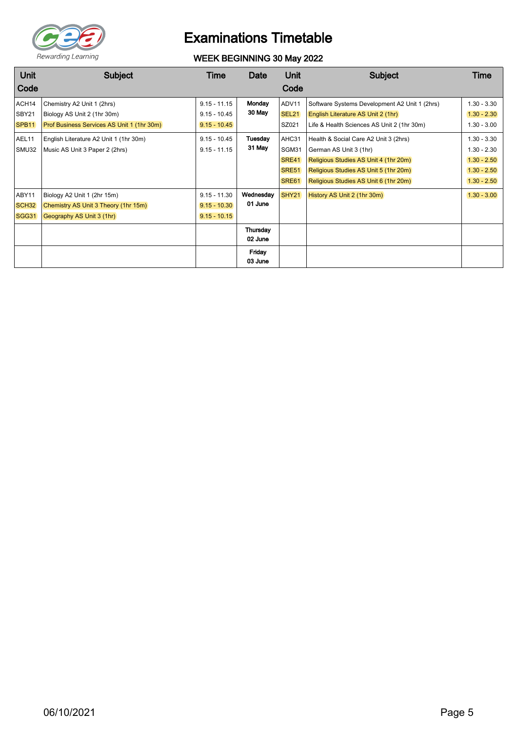# Examinations Timetable

## WEEK BEGINNING 30 May 2022

| Unit Code | Subject | Time | Date | Unit Code | Subject | Time |
|---|---|---|---|---|---|---|
| ACH14 | Chemistry A2 Unit 1 (2hrs) | 9.15 - 11.15 | **Monday 30 May** | ADV11 | Software Systems Development A2 Unit 1 (2hrs) | 1.30 - 3.30 |
| SBY21 | Biology AS Unit 2 (1hr 30m) | 9.15 - 10.45 | | SEL21 | English Literature AS Unit 2 (1hr) | 1.30 - 2.30 |
| SPB11 | Prof Business Services AS Unit 1 (1hr 30m) | 9.15 - 10.45 | | SZ021 | Life & Health Sciences AS Unit 2 (1hr 30m) | 1.30 - 3.00 |
| AEL11 | English Literature A2 Unit 1 (1hr 30m) | 9.15 - 10.45 | **Tuesday 31 May** | AHC31 | Health & Social Care A2 Unit 3 (2hrs) | 1.30 - 3.30 |
| SMU32 | Music AS Unit 3 Paper 2 (2hrs) | 9.15 - 11.15 | | SGM31 | German AS Unit 3 (1hr) | 1.30 - 2.30 |
| | | | | SRE41 | Religious Studies AS Unit 4 (1hr 20m) | 1.30 - 2.50 |
| | | | | SRE51 | Religious Studies AS Unit 5 (1hr 20m) | 1.30 - 2.50 |
| | | | | SRE61 | Religious Studies AS Unit 6 (1hr 20m) | 1.30 - 2.50 |
| ABY11 | Biology A2 Unit 1 (2hr 15m) | 9.15 - 11.30 | **Wednesday 01 June** | SHY21 | History AS Unit 2 (1hr 30m) | 1.30 - 3.00 |
| SCH32 | Chemistry AS Unit 3 Theory (1hr 15m) | 9.15 - 10.30 | | | | |
| SGG31 | Geography AS Unit 3 (1hr) | 9.15 - 10.15 | | | | |
| | | | **Thursday 02 June** | | | |
| | | | **Friday 03 June** | | | |

06/10/2021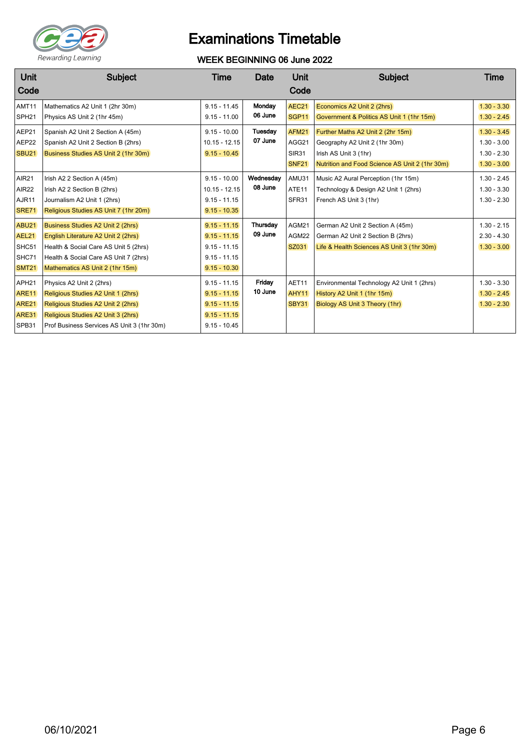CCEA Rewarding Learning

# Examinations Timetable

## WEEK BEGINNING 06 June 2022

| Unit Code | Subject | Time | Date | Unit Code | Subject | Time |
|---|---|---|---|---|---|---|
| AMT11 | Mathematics A2 Unit 1 (2hr 30m) | 9.15 - 11.45 | **Monday 06 June** | AEC21 | Economics A2 Unit 2 (2hrs) | 1.30 - 3.30 |
| SPH21 | Physics AS Unit 2 (1hr 45m) | 9.15 - 11.00 | | SGP11 | Government & Politics AS Unit 1 (1hr 15m) | 1.30 - 2.45 |
| AEP21 | Spanish A2 Unit 2 Section A (45m) | 9.15 - 10.00 | **Tuesday 07 June** | AFM21 | Further Maths A2 Unit 2 (2hr 15m) | 1.30 - 3.45 |
| AEP22 | Spanish A2 Unit 2 Section B (2hrs) | 10.15 - 12.15 | | AGG21 | Geography A2 Unit 2 (1hr 30m) | 1.30 - 3.00 |
| SBU21 | Business Studies AS Unit 2 (1hr 30m) | 9.15 - 10.45 | | SIR31 | Irish AS Unit 3 (1hr) | 1.30 - 2.30 |
| | | | | SNF21 | Nutrition and Food Science AS Unit 2 (1hr 30m) | 1.30 - 3.00 |
| AIR21 | Irish A2 2 Section A (45m) | 9.15 - 10.00 | **Wednesday 08 June** | AMU31 | Music A2 Aural Perception (1hr 15m) | 1.30 - 2.45 |
| AIR22 | Irish A2 2 Section B (2hrs) | 10.15 - 12.15 | | ATE11 | Technology & Design A2 Unit 1 (2hrs) | 1.30 - 3.30 |
| AJR11 | Journalism A2 Unit 1 (2hrs) | 9.15 - 11.15 | | SFR31 | French AS Unit 3 (1hr) | 1.30 - 2.30 |
| SRE71 | Religious Studies AS Unit 7 (1hr 20m) | 9.15 - 10.35 | | | | |
| ABU21 | Business Studies A2 Unit 2 (2hrs) | 9.15 - 11.15 | **Thursday 09 June** | AGM21 | German A2 Unit 2 Section A (45m) | 1.30 - 2.15 |
| AEL21 | English Literature A2 Unit 2 (2hrs) | 9.15 - 11.15 | | AGM22 | German A2 Unit 2 Section B (2hrs) | 2.30 - 4.30 |
| SHC51 | Health & Social Care AS Unit 5 (2hrs) | 9.15 - 11.15 | | SZ031 | Life & Health Sciences AS Unit 3 (1hr 30m) | 1.30 - 3.00 |
| SHC71 | Health & Social Care AS Unit 7 (2hrs) | 9.15 - 11.15 | | | | |
| SMT21 | Mathematics AS Unit 2 (1hr 15m) | 9.15 - 10.30 | | | | |
| APH21 | Physics A2 Unit 2 (2hrs) | 9.15 - 11.15 | **Friday 10 June** | AET11 | Environmental Technology A2 Unit 1 (2hrs) | 1.30 - 3.30 |
| ARE11 | Religious Studies A2 Unit 1 (2hrs) | 9.15 - 11.15 | | AHY11 | History A2 Unit 1 (1hr 15m) | 1.30 - 2.45 |
| ARE21 | Religious Studies A2 Unit 2 (2hrs) | 9.15 - 11.15 | | SBY31 | Biology AS Unit 3 Theory (1hr) | 1.30 - 2.30 |
| ARE31 | Religious Studies A2 Unit 3 (2hrs) | 9.15 - 11.15 | | | | |
| SPB31 | Prof Business Services AS Unit 3 (1hr 30m) | 9.15 - 10.45 | | | | |

06/10/2021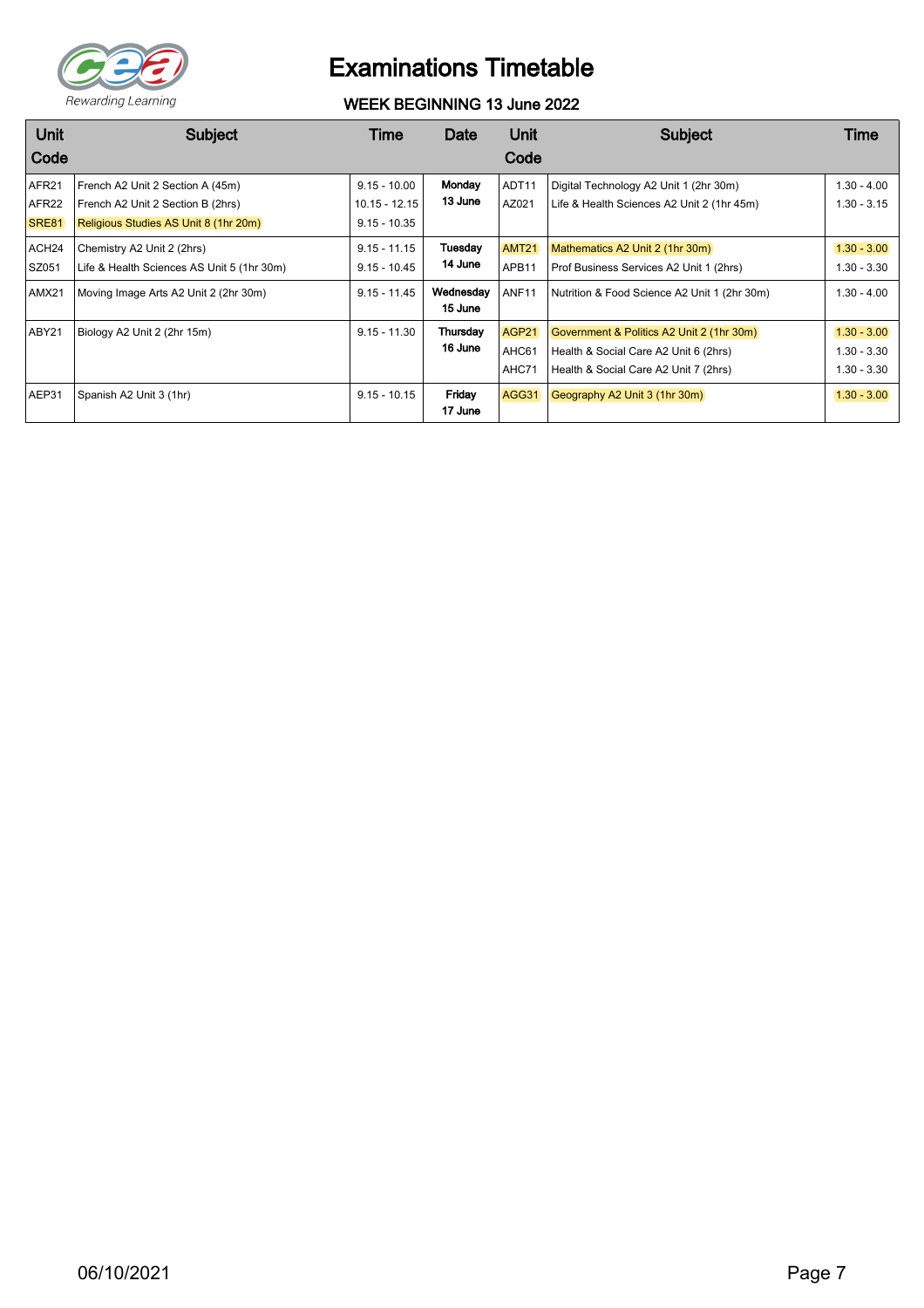# Examinations Timetable

## WEEK BEGINNING 13 June 2022

| Unit Code | Subject | Time | Date | Unit Code | Subject | Time |
|---|---|---|---|---|---|---|
| AFR21 | French A2 Unit 2 Section A (45m) | 9.15 - 10.00 | Monday 13 June | ADT11 | Digital Technology A2 Unit 1 (2hr 30m) | 1.30 - 4.00 |
| AFR22 | French A2 Unit 2 Section B (2hrs) | 10.15 - 12.15 | | AZ021 | Life & Health Sciences A2 Unit 2 (1hr 45m) | 1.30 - 3.15 |
| SRE81 | Religious Studies AS Unit 8 (1hr 20m) | 9.15 - 10.35 | | | | |
| ACH24 | Chemistry A2 Unit 2 (2hrs) | 9.15 - 11.15 | Tuesday 14 June | AMT21 | Mathematics A2 Unit 2 (1hr 30m) | 1.30 - 3.00 |
| SZ051 | Life & Health Sciences AS Unit 5 (1hr 30m) | 9.15 - 10.45 | | APB11 | Prof Business Services A2 Unit 1 (2hrs) | 1.30 - 3.30 |
| AMX21 | Moving Image Arts A2 Unit 2 (2hr 30m) | 9.15 - 11.45 | Wednesday 15 June | ANF11 | Nutrition & Food Science A2 Unit 1 (2hr 30m) | 1.30 - 4.00 |
| ABY21 | Biology A2 Unit 2 (2hr 15m) | 9.15 - 11.30 | Thursday 16 June | AGP21 | Government & Politics A2 Unit 2 (1hr 30m) | 1.30 - 3.00 |
| | | | | AHC61 | Health & Social Care A2 Unit 6 (2hrs) | 1.30 - 3.30 |
| | | | | AHC71 | Health & Social Care A2 Unit 7 (2hrs) | 1.30 - 3.30 |
| AEP31 | Spanish A2 Unit 3 (1hr) | 9.15 - 10.15 | Friday 17 June | AGG31 | Geography A2 Unit 3 (1hr 30m) | 1.30 - 3.00 |

06/10/2021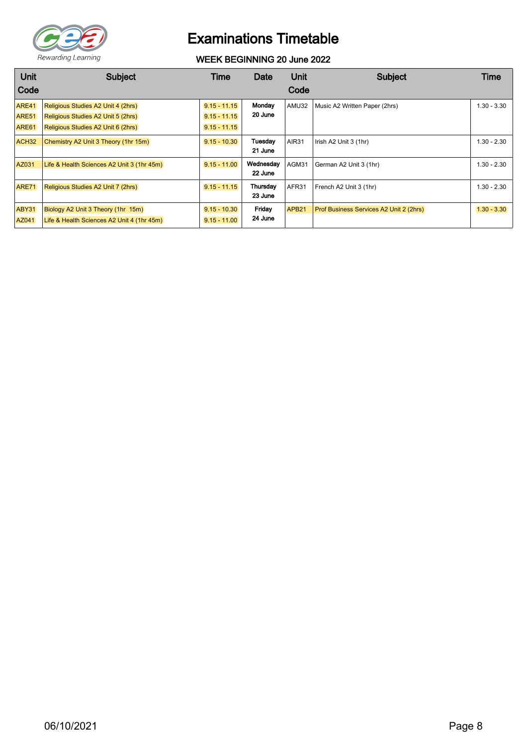# Examinations Timetable

## WEEK BEGINNING 20 June 2022

| Unit Code | Subject | Time | Date | Unit Code | Subject | Time |
|---|---|---|---|---|---|---|
| ARE41<br>ARE51<br>ARE61 | Religious Studies A2 Unit 4 (2hrs)<br>Religious Studies A2 Unit 5 (2hrs)<br>Religious Studies A2 Unit 6 (2hrs) | 9.15 - 11.15<br>9.15 - 11.15<br>9.15 - 11.15 | Monday 20 June | AMU32 | Music A2 Written Paper (2hrs) | 1.30 - 3.30 |
| ACH32 | Chemistry A2 Unit 3 Theory (1hr 15m) | 9.15 - 10.30 | Tuesday 21 June | AIR31 | Irish A2 Unit 3 (1hr) | 1.30 - 2.30 |
| AZ031 | Life & Health Sciences A2 Unit 3 (1hr 45m) | 9.15 - 11.00 | Wednesday 22 June | AGM31 | German A2 Unit 3 (1hr) | 1.30 - 2.30 |
| ARE71 | Religious Studies A2 Unit 7 (2hrs) | 9.15 - 11.15 | Thursday 23 June | AFR31 | French A2 Unit 3 (1hr) | 1.30 - 2.30 |
| ABY31<br>AZ041 | Biology A2 Unit 3 Theory (1hr 15m)<br>Life & Health Sciences A2 Unit 4 (1hr 45m) | 9.15 - 10.30<br>9.15 - 11.00 | Friday 24 June | APB21 | Prof Business Services A2 Unit 2 (2hrs) | 1.30 - 3.30 |

06/10/2021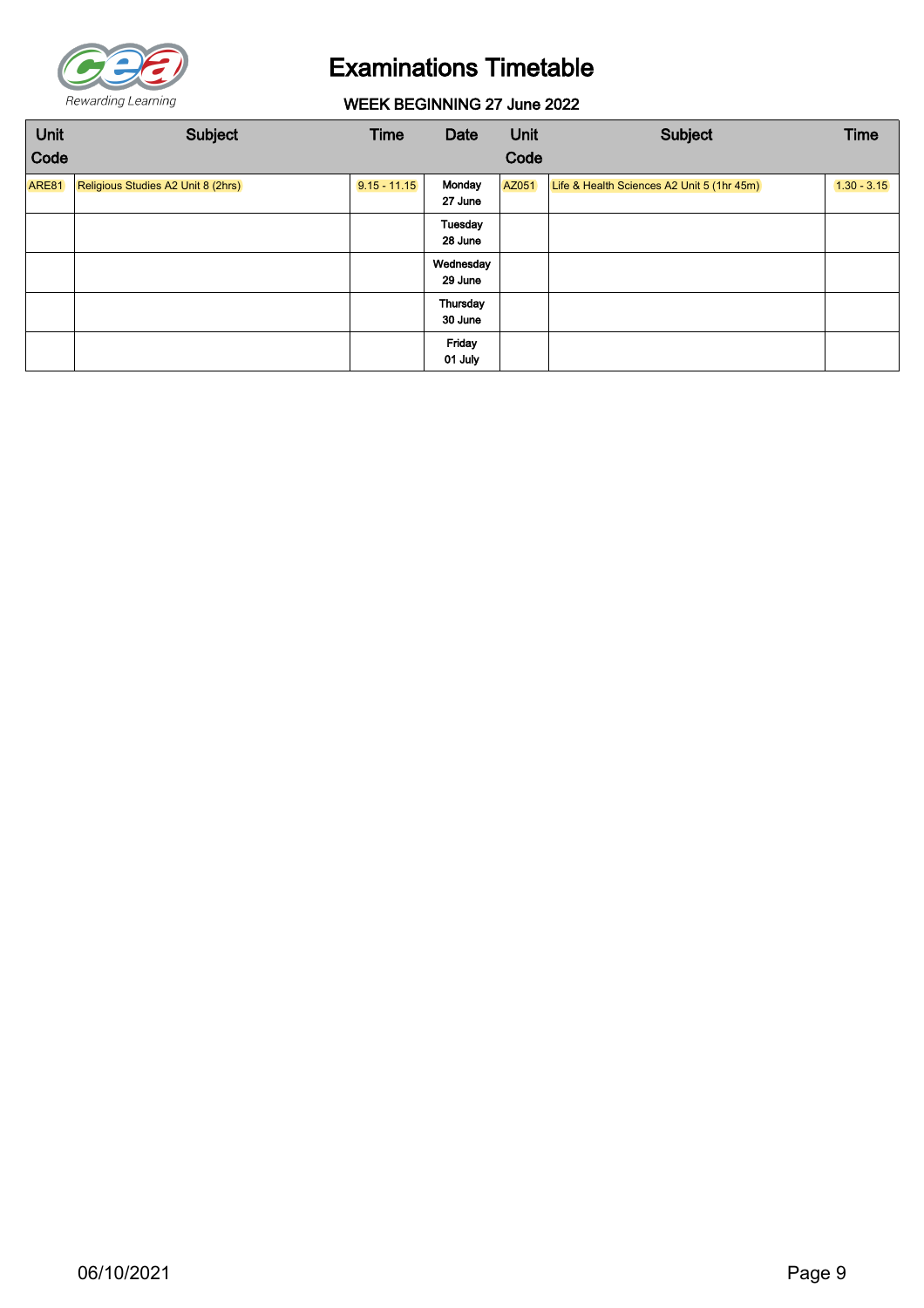# Examinations Timetable

## WEEK BEGINNING 27 June 2022

| Unit Code | Subject | Time | Date | Unit Code | Subject | Time |
|---|---|---|---|---|---|---|
| ARE81 | Religious Studies A2 Unit 8 (2hrs) | 9.15 - 11.15 | Monday 27 June | AZ051 | Life & Health Sciences A2 Unit 5 (1hr 45m) | 1.30 - 3.15 |
| | | | Tuesday 28 June | | | |
| | | | Wednesday 29 June | | | |
| | | | Thursday 30 June | | | |
| | | | Friday 01 July | | | |

06/10/2021